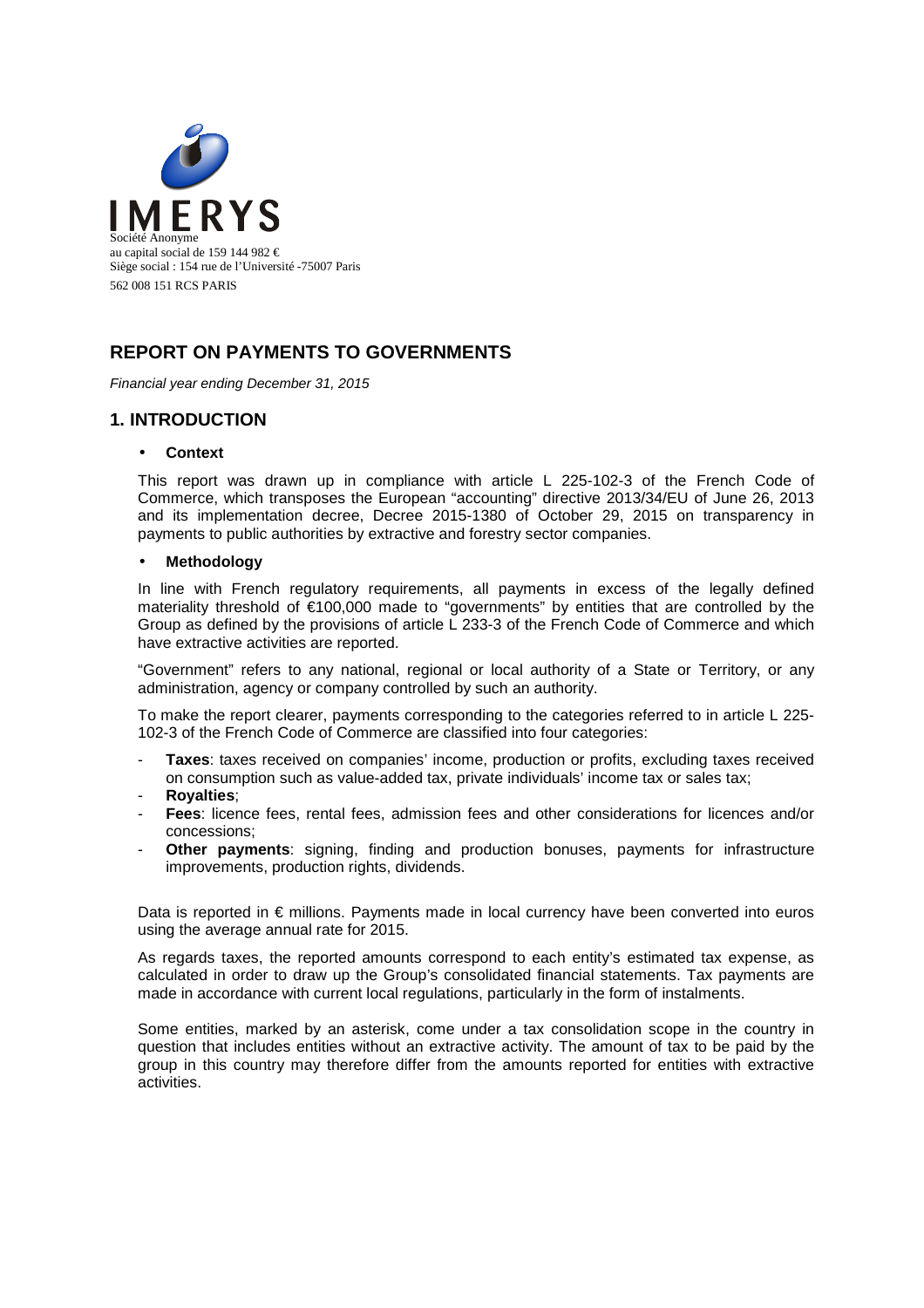IMERYS

Société Anonyme
au capital social de 159 144 982 €
Siège social : 154 rue de l'Université -75007 Paris
562 008 151 RCS PARIS

# REPORT ON PAYMENTS TO GOVERNMENTS

*Financial year ending December 31, 2015*

## 1. INTRODUCTION

- **Context**

This report was drawn up in compliance with article L 225-102-3 of the French Code of Commerce, which transposes the European "accounting" directive 2013/34/EU of June 26, 2013 and its implementation decree, Decree 2015-1380 of October 29, 2015 on transparency in payments to public authorities by extractive and forestry sector companies.

- **Methodology**

In line with French regulatory requirements, all payments in excess of the legally defined materiality threshold of €100,000 made to "governments" by entities that are controlled by the Group as defined by the provisions of article L 233-3 of the French Code of Commerce and which have extractive activities are reported.

"Government" refers to any national, regional or local authority of a State or Territory, or any administration, agency or company controlled by such an authority.

To make the report clearer, payments corresponding to the categories referred to in article L 225-102-3 of the French Code of Commerce are classified into four categories:

- **Taxes**: taxes received on companies' income, production or profits, excluding taxes received on consumption such as value-added tax, private individuals' income tax or sales tax;
- **Royalties**;
- **Fees**: licence fees, rental fees, admission fees and other considerations for licences and/or concessions;
- **Other payments**: signing, finding and production bonuses, payments for infrastructure improvements, production rights, dividends.

Data is reported in € millions. Payments made in local currency have been converted into euros using the average annual rate for 2015.

As regards taxes, the reported amounts correspond to each entity's estimated tax expense, as calculated in order to draw up the Group's consolidated financial statements. Tax payments are made in accordance with current local regulations, particularly in the form of instalments.

Some entities, marked by an asterisk, come under a tax consolidation scope in the country in question that includes entities without an extractive activity. The amount of tax to be paid by the group in this country may therefore differ from the amounts reported for entities with extractive activities.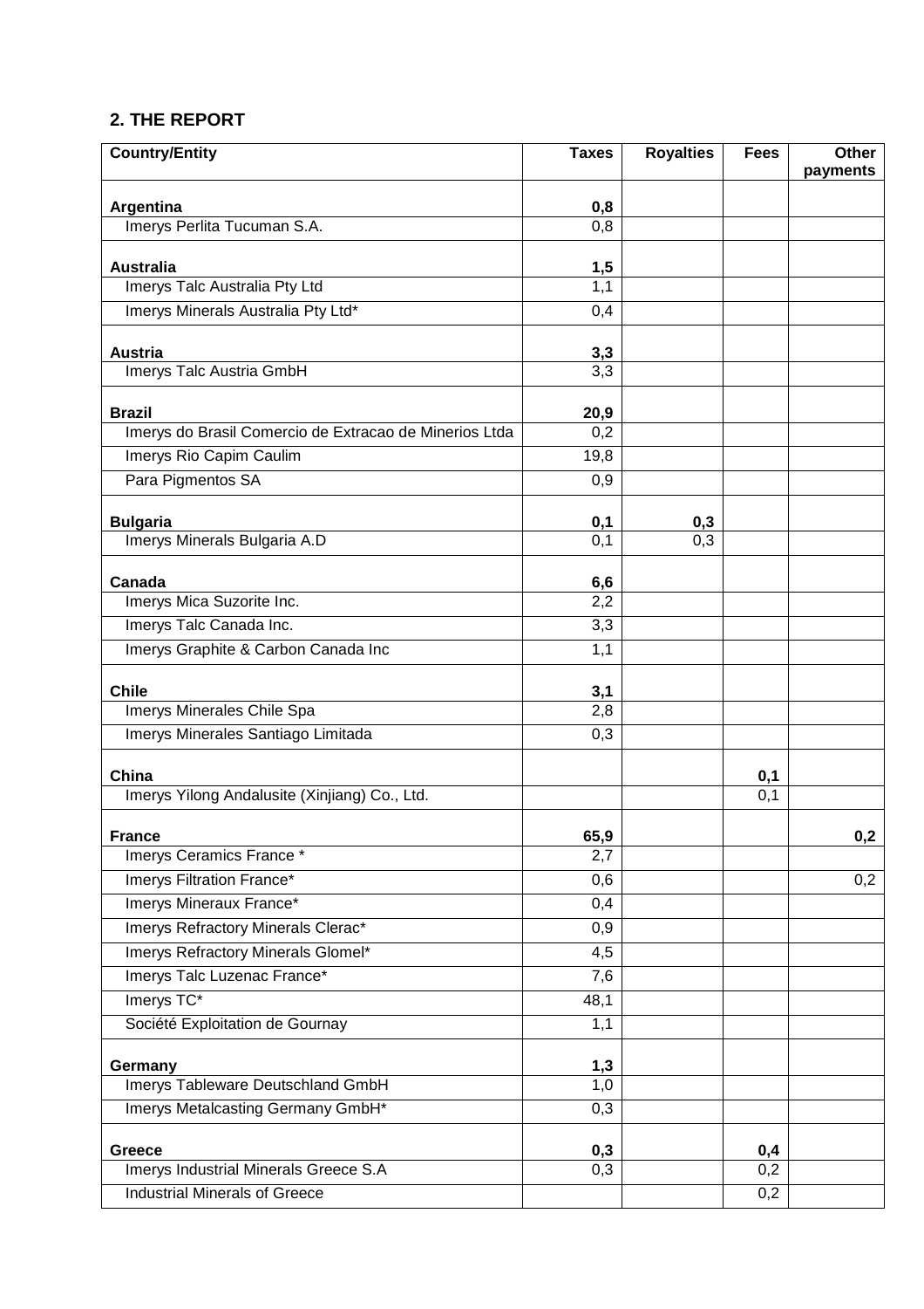## 2. THE REPORT

| Country/Entity | Taxes | Royalties | Fees | Other payments |
|---|---|---|---|---|
| **Argentina** | **0,8** | | | |
| Imerys Perlita Tucuman S.A. | 0,8 | | | |
| **Australia** | **1,5** | | | |
| Imerys Talc Australia Pty Ltd | 1,1 | | | |
| Imerys Minerals Australia Pty Ltd* | 0,4 | | | |
| **Austria** | **3,3** | | | |
| Imerys Talc Austria GmbH | 3,3 | | | |
| **Brazil** | **20,9** | | | |
| Imerys do Brasil Comercio de Extracao de Minerios Ltda | 0,2 | | | |
| Imerys Rio Capim Caulim | 19,8 | | | |
| Para Pigmentos SA | 0,9 | | | |
| **Bulgaria** | **0,1** | **0,3** | | |
| Imerys Minerals Bulgaria A.D | 0,1 | 0,3 | | |
| **Canada** | **6,6** | | | |
| Imerys Mica Suzorite Inc. | 2,2 | | | |
| Imerys Talc Canada Inc. | 3,3 | | | |
| Imerys Graphite & Carbon Canada Inc | 1,1 | | | |
| **Chile** | **3,1** | | | |
| Imerys Minerales Chile Spa | 2,8 | | | |
| Imerys Minerales Santiago Limitada | 0,3 | | | |
| **China** | | | **0,1** | |
| Imerys Yilong Andalusite (Xinjiang) Co., Ltd. | | | 0,1 | |
| **France** | **65,9** | | | **0,2** |
| Imerys Ceramics France * | 2,7 | | | |
| Imerys Filtration France* | 0,6 | | | 0,2 |
| Imerys Mineraux France* | 0,4 | | | |
| Imerys Refractory Minerals Clerac* | 0,9 | | | |
| Imerys Refractory Minerals Glomel* | 4,5 | | | |
| Imerys Talc Luzenac France* | 7,6 | | | |
| Imerys TC* | 48,1 | | | |
| Société Exploitation de Gournay | 1,1 | | | |
| **Germany** | **1,3** | | | |
| Imerys Tableware Deutschland GmbH | 1,0 | | | |
| Imerys Metalcasting Germany GmbH* | 0,3 | | | |
| **Greece** | **0,3** | | **0,4** | |
| Imerys Industrial Minerals Greece S.A | 0,3 | | 0,2 | |
| Industrial Minerals of Greece | | | 0,2 | |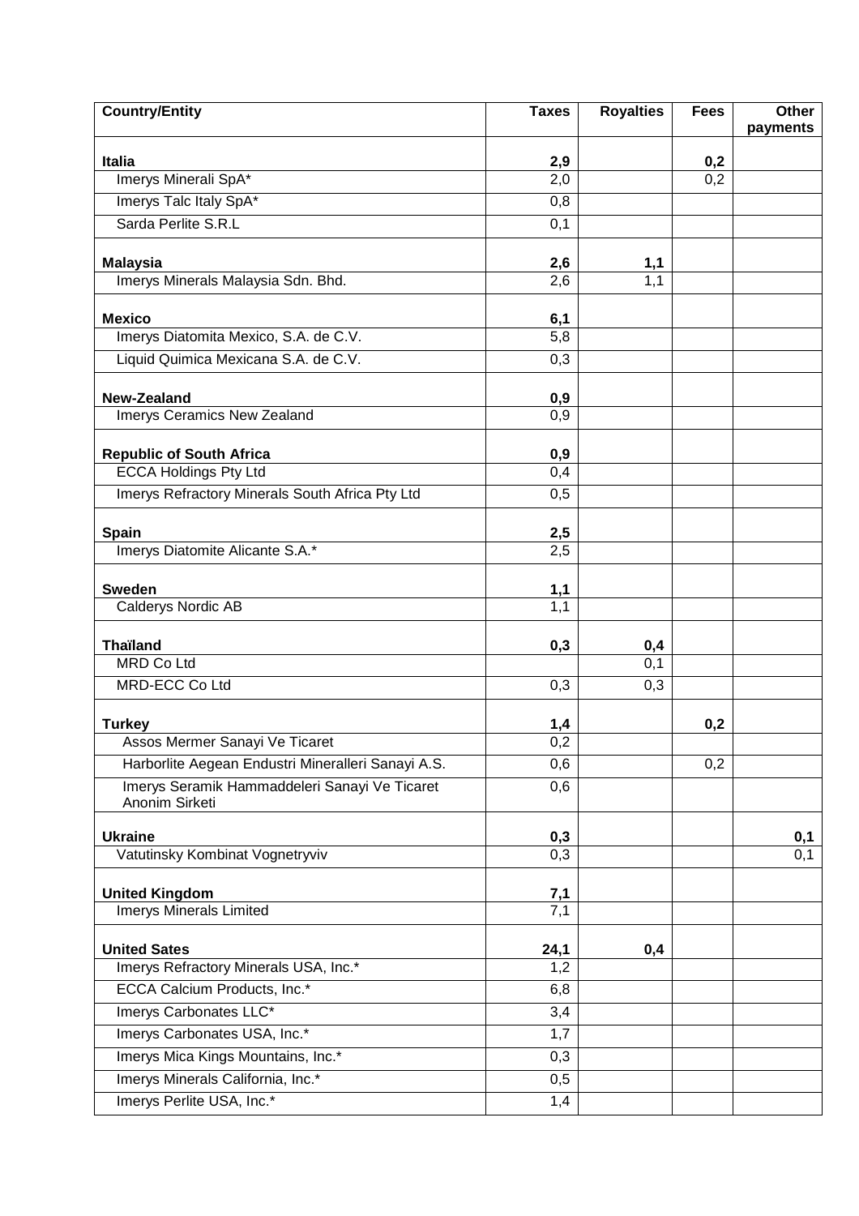| Country/Entity | Taxes | Royalties | Fees | Other payments |
|---|---|---|---|---|
| **Italia** | **2,9** | | **0,2** | |
| Imerys Minerali SpA* | 2,0 | | 0,2 | |
| Imerys Talc Italy SpA* | 0,8 | | | |
| Sarda Perlite S.R.L | 0,1 | | | |
| **Malaysia** | **2,6** | **1,1** | | |
| Imerys Minerals Malaysia Sdn. Bhd. | 2,6 | 1,1 | | |
| **Mexico** | **6,1** | | | |
| Imerys Diatomita Mexico, S.A. de C.V. | 5,8 | | | |
| Liquid Quimica Mexicana S.A. de C.V. | 0,3 | | | |
| **New-Zealand** | **0,9** | | | |
| Imerys Ceramics New Zealand | 0,9 | | | |
| **Republic of South Africa** | **0,9** | | | |
| ECCA Holdings Pty Ltd | 0,4 | | | |
| Imerys Refractory Minerals South Africa Pty Ltd | 0,5 | | | |
| **Spain** | **2,5** | | | |
| Imerys Diatomite Alicante S.A.* | 2,5 | | | |
| **Sweden** | **1,1** | | | |
| Calderys Nordic AB | 1,1 | | | |
| **Thaïland** | **0,3** | **0,4** | | |
| MRD Co Ltd | | 0,1 | | |
| MRD-ECC Co Ltd | 0,3 | 0,3 | | |
| **Turkey** | **1,4** | | **0,2** | |
| Assos Mermer Sanayi Ve Ticaret | 0,2 | | | |
| Harborlite Aegean Endustri Mineralleri Sanayi A.S. | 0,6 | | 0,2 | |
| Imerys Seramik Hammaddeleri Sanayi Ve Ticaret Anonim Sirketi | 0,6 | | | |
| **Ukraine** | **0,3** | | | **0,1** |
| Vatutinsky Kombinat Vognetryviv | 0,3 | | | 0,1 |
| **United Kingdom** | **7,1** | | | |
| Imerys Minerals Limited | 7,1 | | | |
| **United Sates** | **24,1** | **0,4** | | |
| Imerys Refractory Minerals USA, Inc.* | 1,2 | | | |
| ECCA Calcium Products, Inc.* | 6,8 | | | |
| Imerys Carbonates LLC* | 3,4 | | | |
| Imerys Carbonates USA, Inc.* | 1,7 | | | |
| Imerys Mica Kings Mountains, Inc.* | 0,3 | | | |
| Imerys Minerals California, Inc.* | 0,5 | | | |
| Imerys Perlite USA, Inc.* | 1,4 | | | |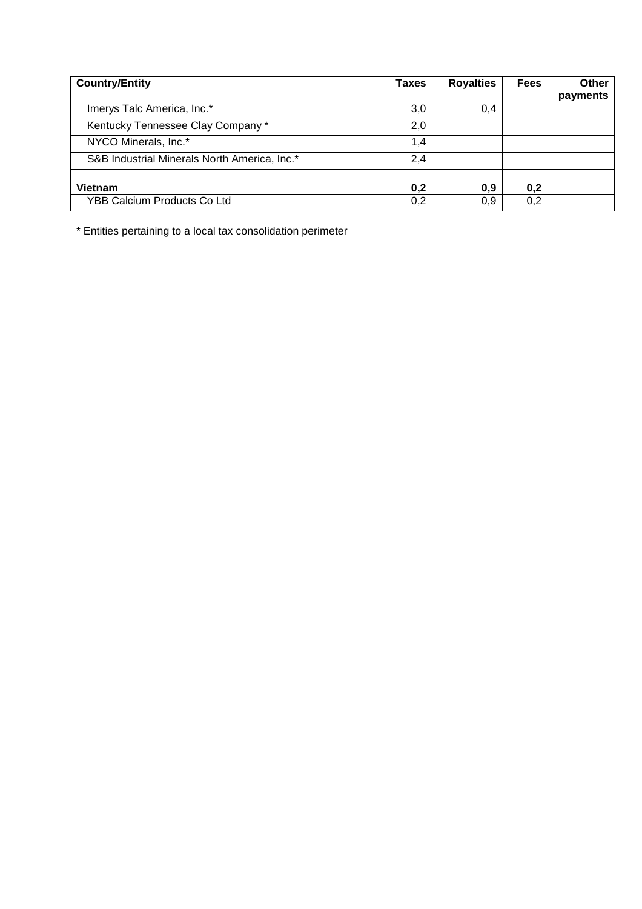| Country/Entity | Taxes | Royalties | Fees | Other payments |
|---|---|---|---|---|
| Imerys Talc America, Inc.* | 3,0 | 0,4 | | |
| Kentucky Tennessee Clay Company * | 2,0 | | | |
| NYCO Minerals, Inc.* | 1,4 | | | |
| S&B Industrial Minerals North America, Inc.* | 2,4 | | | |
| **Vietnam** | **0,2** | **0,9** | **0,2** | |
| YBB Calcium Products Co Ltd | 0,2 | 0,9 | 0,2 | |

\* Entities pertaining to a local tax consolidation perimeter